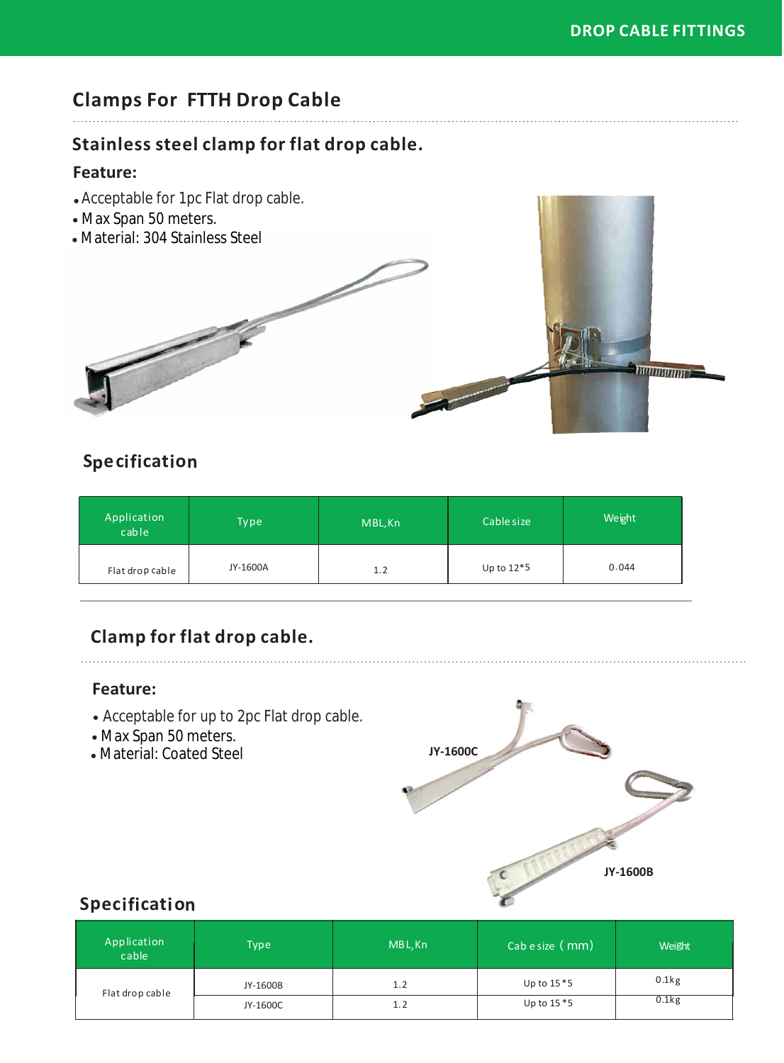# Clamps For FTTH Drop Cable

## Stainless steel clamp for flat drop cable.

### Feature:

- Acceptable for 1pc Flat drop cable.
- Max Span 50 meters.
- Material: 304 Stainless Steel

### Specification

| Application cable | Type | MBL,Kn | Cable size | Weight |
|---|---|---|---|---|
| Flat drop cable | JY-1600A | 1.2 | Up to 12*5 | 0.044 |

## Clamp for flat drop cable.

### Feature:

- Acceptable for up to 2pc Flat drop cable.
- Max Span 50 meters.
- Material: Coated Steel

JY-1600C

JY-1600B

### Specification

| Application cable | Type | MBL,Kn | Cab e size（mm) | Weight |
|---|---|---|---|---|
| Flat drop cable | JY-1600B | 1.2 | Up to 15*5 | 0.1kg |
| | JY-1600C | 1.2 | Up to 15*5 | 0.1kg |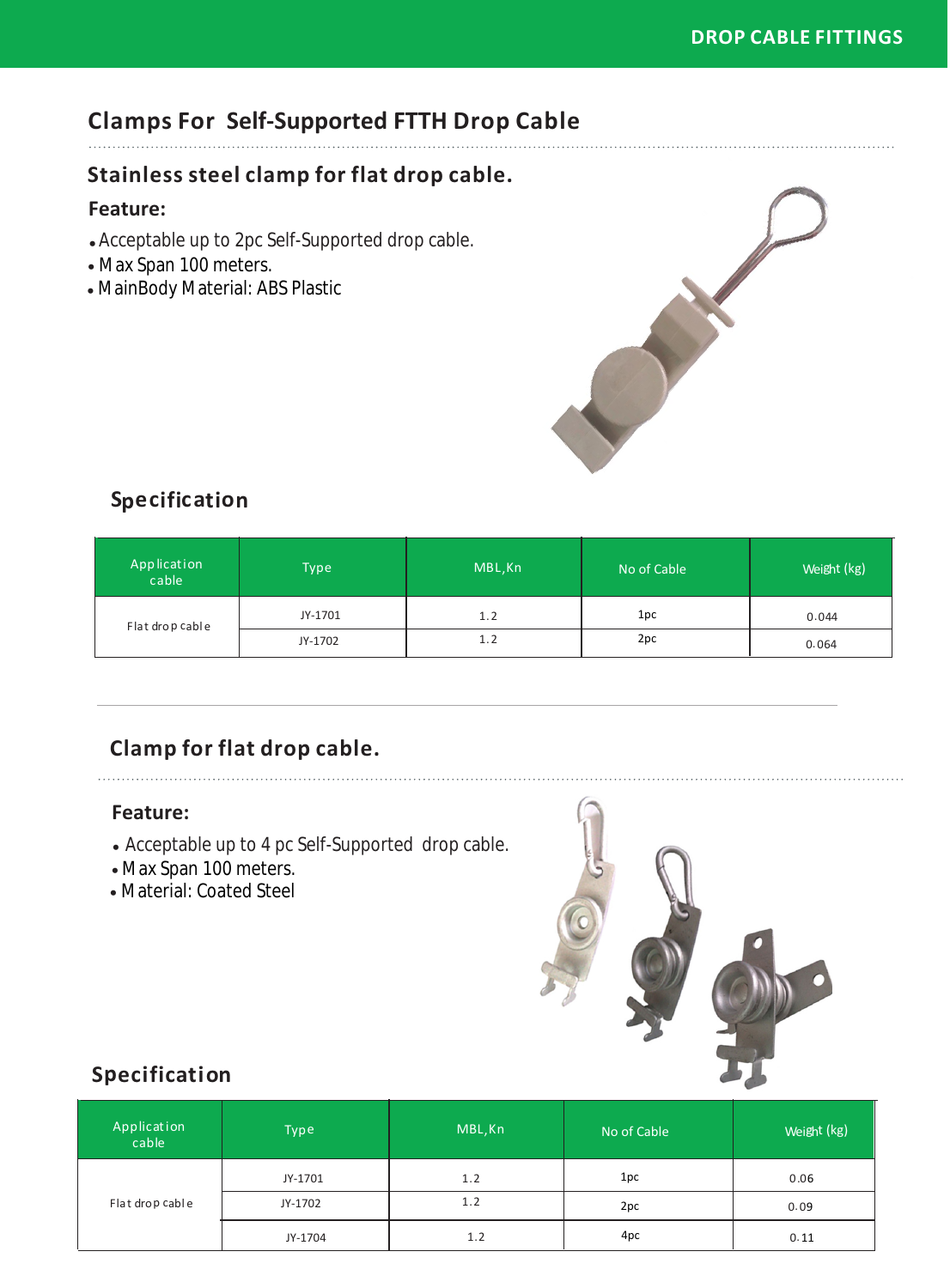# Clamps For Self-Supported FTTH Drop Cable

## Stainless steel clamp for flat drop cable.

### Feature:

- Acceptable up to 2pc Self-Supported drop cable.
- Max Span 100 meters.
- MainBody Material: ABS Plastic

### Specification

| Application cable | Type | MBL,Kn | No of Cable | Weight (kg) |
|---|---|---|---|---|
| Flat drop cable | JY-1701 | 1.2 | 1pc | 0.044 |
| | JY-1702 | 1.2 | 2pc | 0.064 |

## Clamp for flat drop cable.

### Feature:

- Acceptable up to 4 pc Self-Supported drop cable.
- Max Span 100 meters.
- Material: Coated Steel

### Specification

| Application cable | Type | MBL,Kn | No of Cable | Weight (kg) |
|---|---|---|---|---|
| Flat drop cable | JY-1701 | 1.2 | 1pc | 0.06 |
| | JY-1702 | 1.2 | 2pc | 0.09 |
| | JY-1704 | 1.2 | 4pc | 0.11 |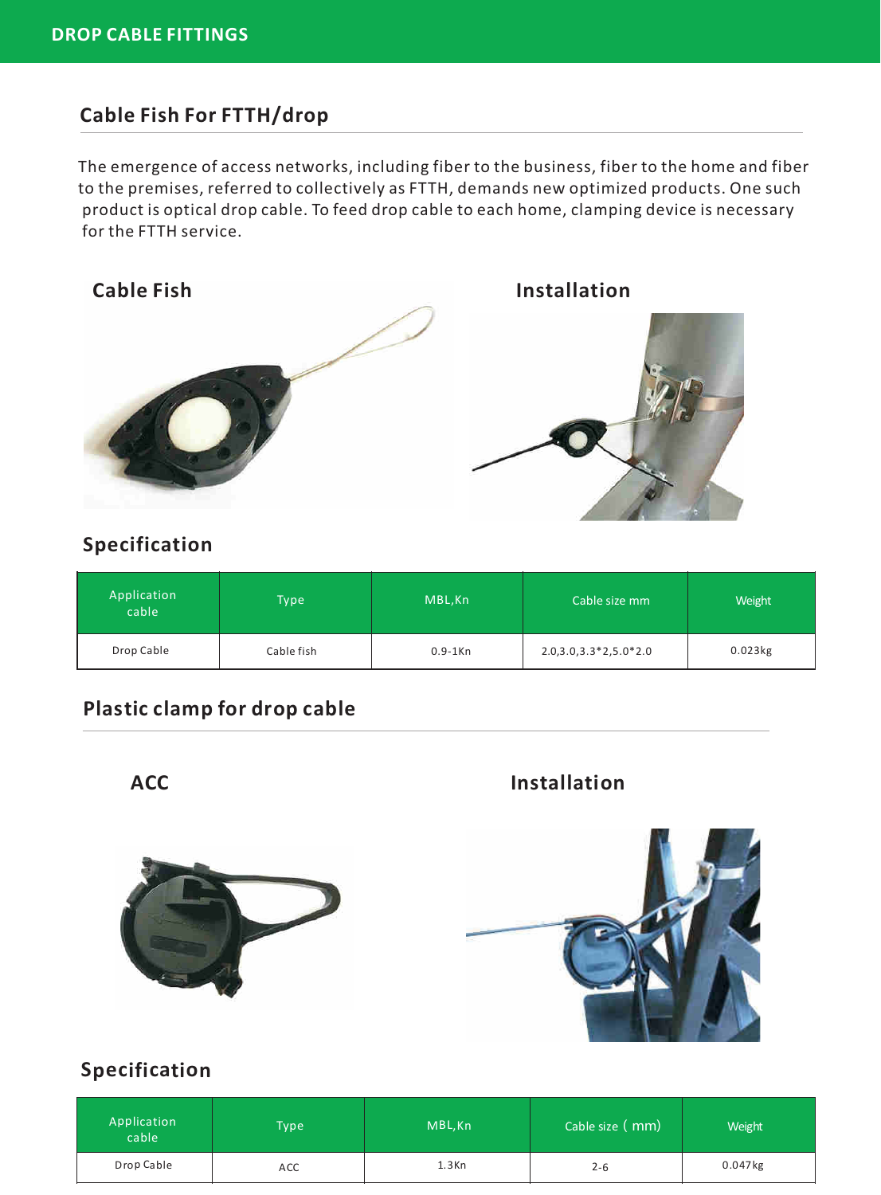# DROP CABLE FITTINGS

## Cable Fish For FTTH/drop

The emergence of access networks, including fiber to the business, fiber to the home and fiber to the premises, referred to collectively as FTTH, demands new optimized products. One such product is optical drop cable. To feed drop cable to each home, clamping device is necessary for the FTTH service.

### Cable Fish

### Installation

### Specification

| Application cable | Type | MBL,Kn | Cable size mm | Weight |
|---|---|---|---|---|
| Drop Cable | Cable fish | 0.9-1Kn | 2.0,3.0,3.3*2,5.0*2.0 | 0.023kg |

## Plastic clamp for drop cable

### ACC

### Installation

### Specification

| Application cable | Type | MBL,Kn | Cable size ( mm) | Weight |
|---|---|---|---|---|
| Drop Cable | ACC | 1.3Kn | 2-6 | 0.047kg |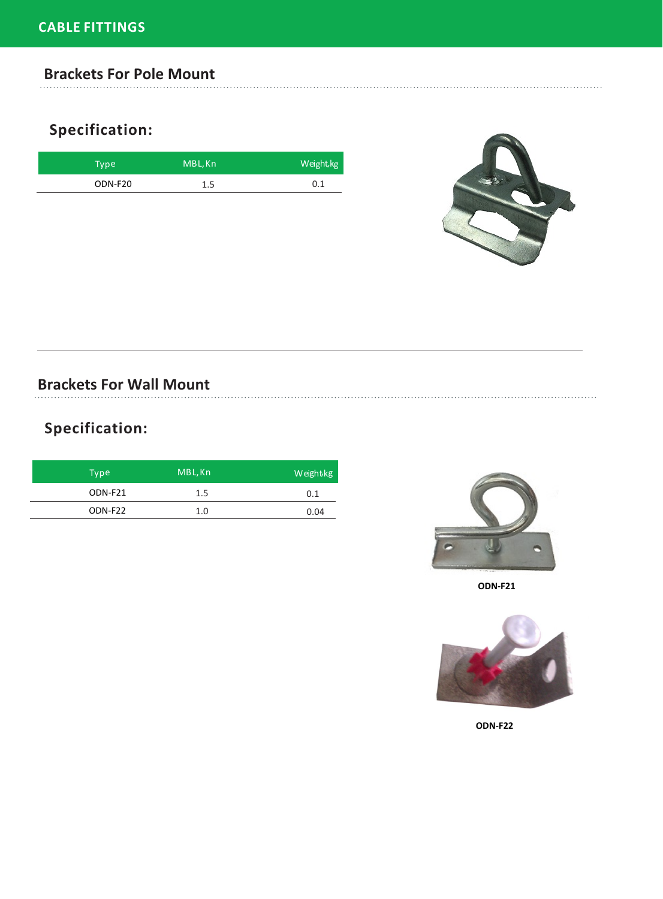# CABLE FITTINGS

## Brackets For Pole Mount

### Specification:

| Type | MBL, Kn | Weight,kg |
|---|---|---|
| ODN-F20 | 1.5 | 0.1 |

## Brackets For Wall Mount

### Specification:

| Type | MBL, Kn | Weight,kg |
|---|---|---|
| ODN-F21 | 1.5 | 0.1 |
| ODN-F22 | 1.0 | 0.04 |

**ODN-F21**

**ODN-F22**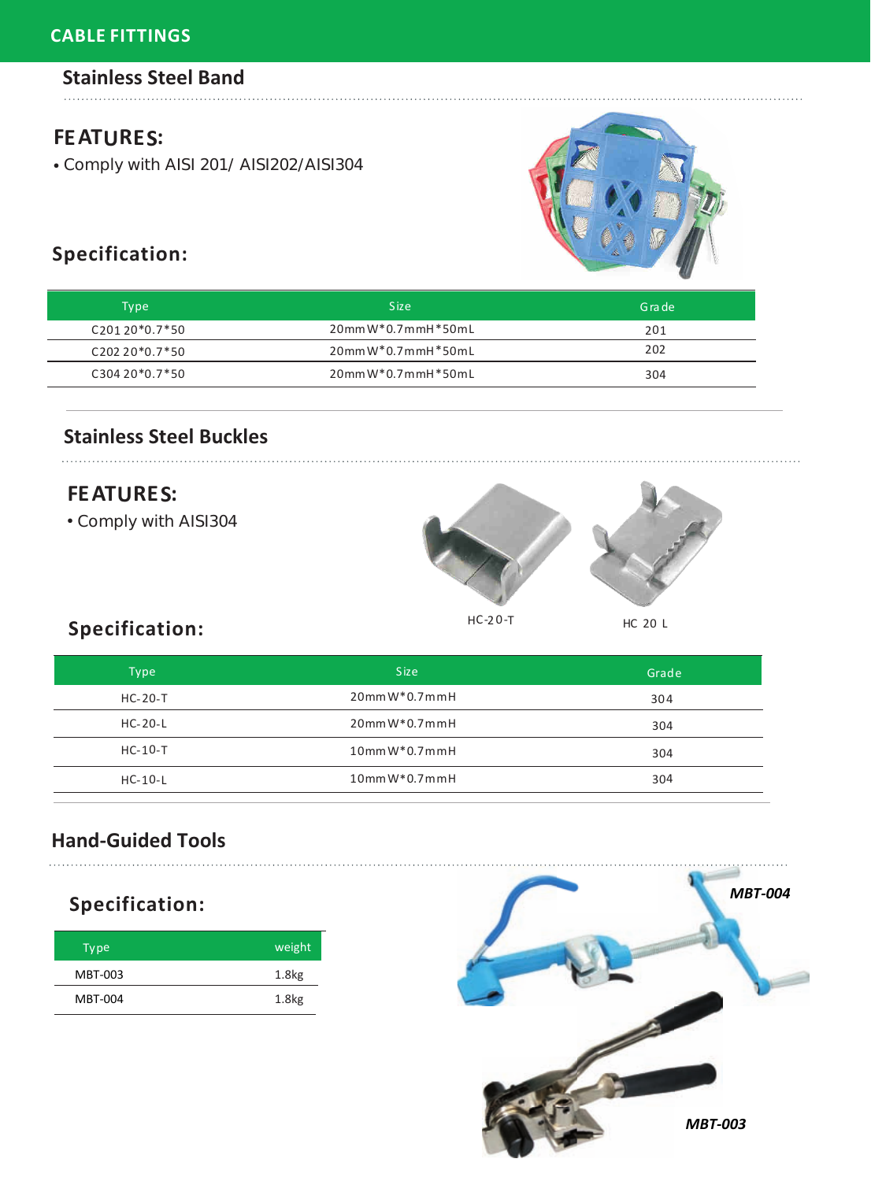# CABLE FITTINGS

## Stainless Steel Band

### FEATURES:

- Comply with AISI 201/ AISI202/AISI304

### Specification:

| Type | Size | Grade |
|---|---|---|
| C201 20*0.7*50 | 20mmW*0.7mmH*50mL | 201 |
| C202 20*0.7*50 | 20mmW*0.7mmH*50mL | 202 |
| C304 20*0.7*50 | 20mmW*0.7mmH*50mL | 304 |

## Stainless Steel Buckles

### FEATURES:

- Comply with AISI304

HC-20-T

HC 20 L

### Specification:

| Type | Size | Grade |
|---|---|---|
| HC-20-T | 20mmW*0.7mmH | 304 |
| HC-20-L | 20mmW*0.7mmH | 304 |
| HC-10-T | 10mmW*0.7mmH | 304 |
| HC-10-L | 10mmW*0.7mmH | 304 |

## Hand-Guided Tools

### Specification:

| Type | weight |
|---|---|
| MBT-003 | 1.8kg |
| MBT-004 | 1.8kg |

*MBT-004*

*MBT-003*